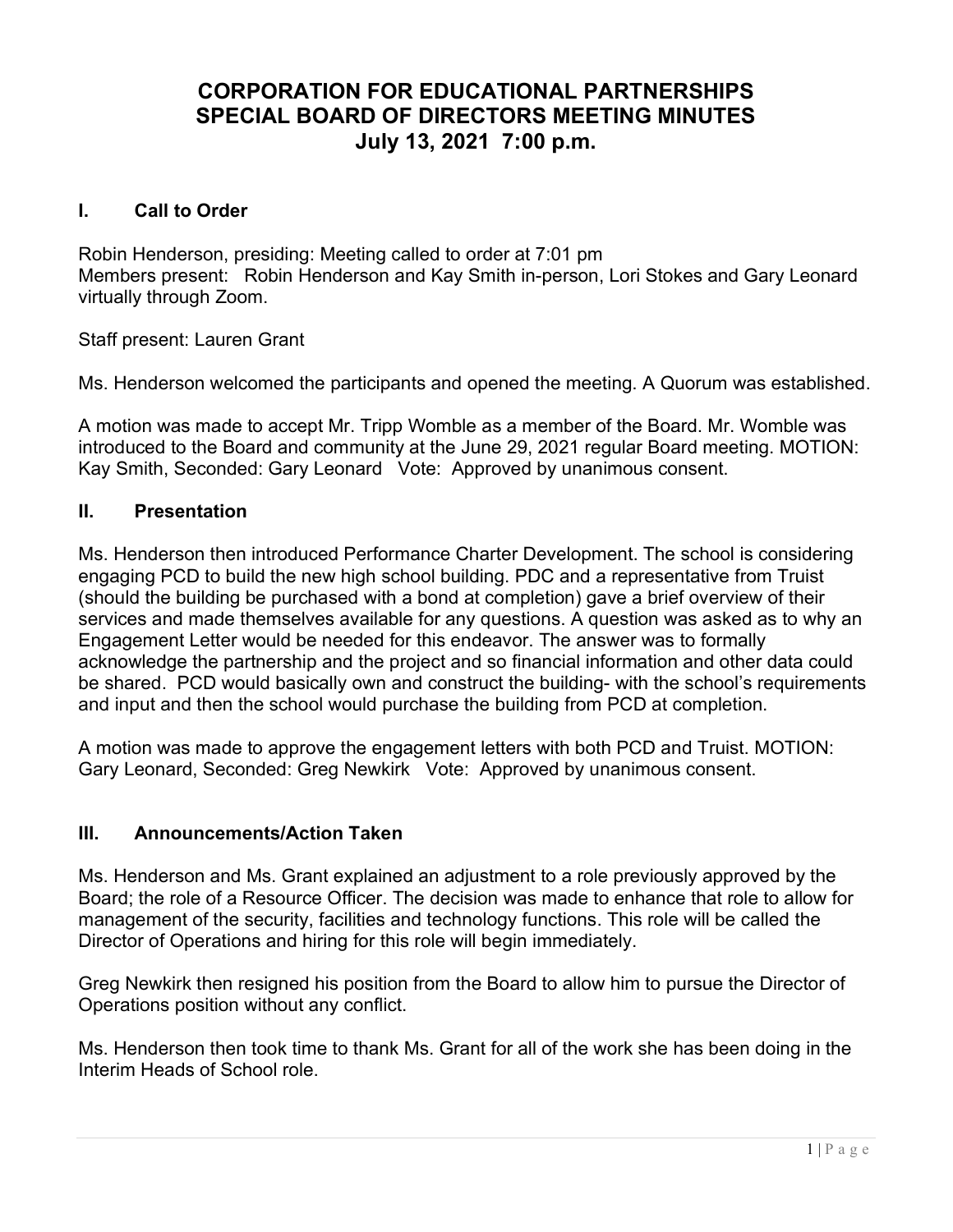# CORPORATION FOR EDUCATIONAL PARTNERSHIPS
# SPECIAL BOARD OF DIRECTORS MEETING MINUTES
# July 13, 2021 7:00 p.m.

## I. Call to Order

Robin Henderson, presiding: Meeting called to order at 7:01 pm
Members present: Robin Henderson and Kay Smith in-person, Lori Stokes and Gary Leonard virtually through Zoom.

Staff present: Lauren Grant

Ms. Henderson welcomed the participants and opened the meeting. A Quorum was established.

A motion was made to accept Mr. Tripp Womble as a member of the Board. Mr. Womble was introduced to the Board and community at the June 29, 2021 regular Board meeting. MOTION: Kay Smith, Seconded: Gary Leonard Vote: Approved by unanimous consent.

## II. Presentation

Ms. Henderson then introduced Performance Charter Development. The school is considering engaging PCD to build the new high school building. PDC and a representative from Truist (should the building be purchased with a bond at completion) gave a brief overview of their services and made themselves available for any questions. A question was asked as to why an Engagement Letter would be needed for this endeavor. The answer was to formally acknowledge the partnership and the project and so financial information and other data could be shared. PCD would basically own and construct the building- with the school's requirements and input and then the school would purchase the building from PCD at completion.

A motion was made to approve the engagement letters with both PCD and Truist. MOTION: Gary Leonard, Seconded: Greg Newkirk Vote: Approved by unanimous consent.

## III. Announcements/Action Taken

Ms. Henderson and Ms. Grant explained an adjustment to a role previously approved by the Board; the role of a Resource Officer. The decision was made to enhance that role to allow for management of the security, facilities and technology functions. This role will be called the Director of Operations and hiring for this role will begin immediately.

Greg Newkirk then resigned his position from the Board to allow him to pursue the Director of Operations position without any conflict.

Ms. Henderson then took time to thank Ms. Grant for all of the work she has been doing in the Interim Heads of School role.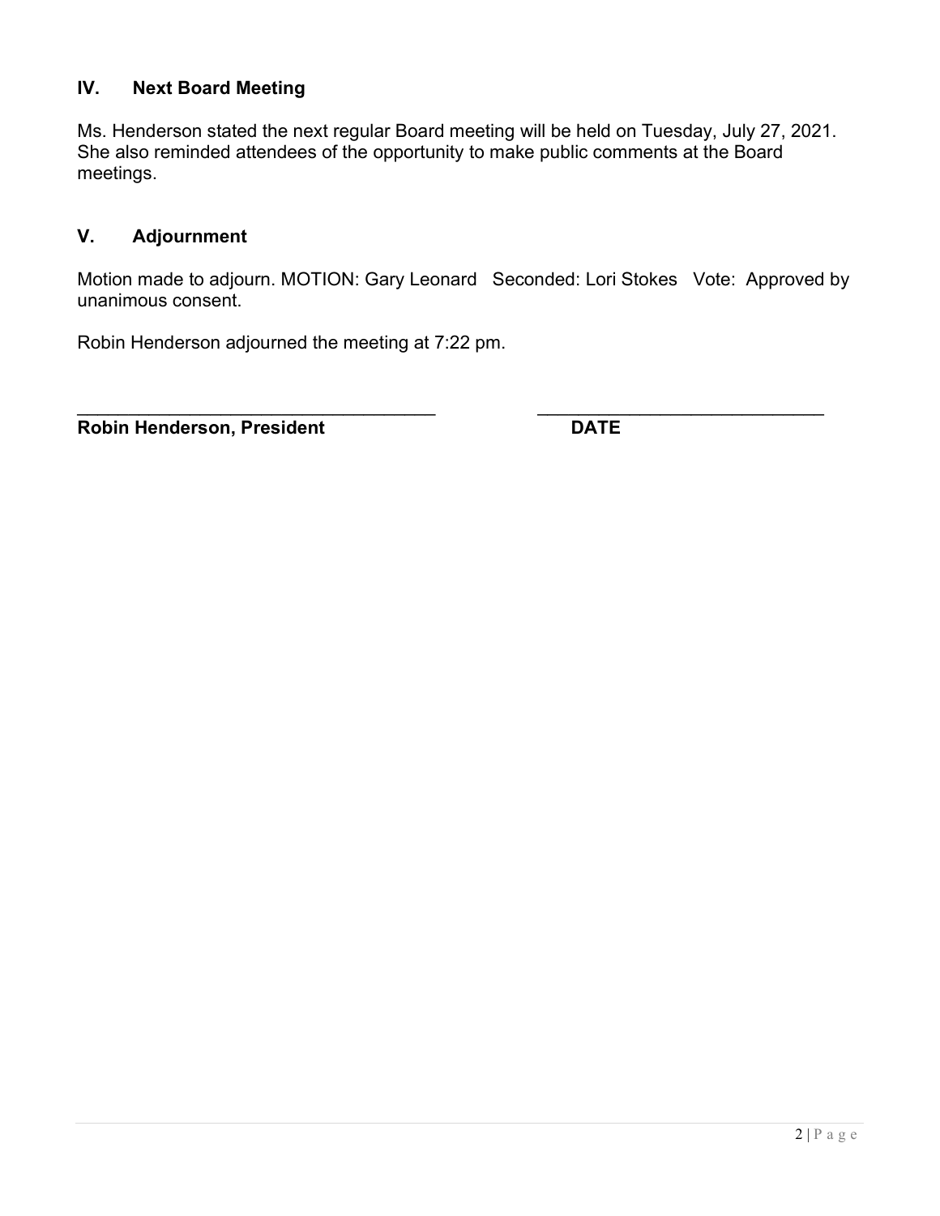## IV. Next Board Meeting

Ms. Henderson stated the next regular Board meeting will be held on Tuesday, July 27, 2021. She also reminded attendees of the opportunity to make public comments at the Board meetings.

## V. Adjournment

Motion made to adjourn. MOTION: Gary Leonard Seconded: Lori Stokes Vote: Approved by unanimous consent.

Robin Henderson adjourned the meeting at 7:22 pm.

_____________________________________ _____________________________

**Robin Henderson, President** **DATE**